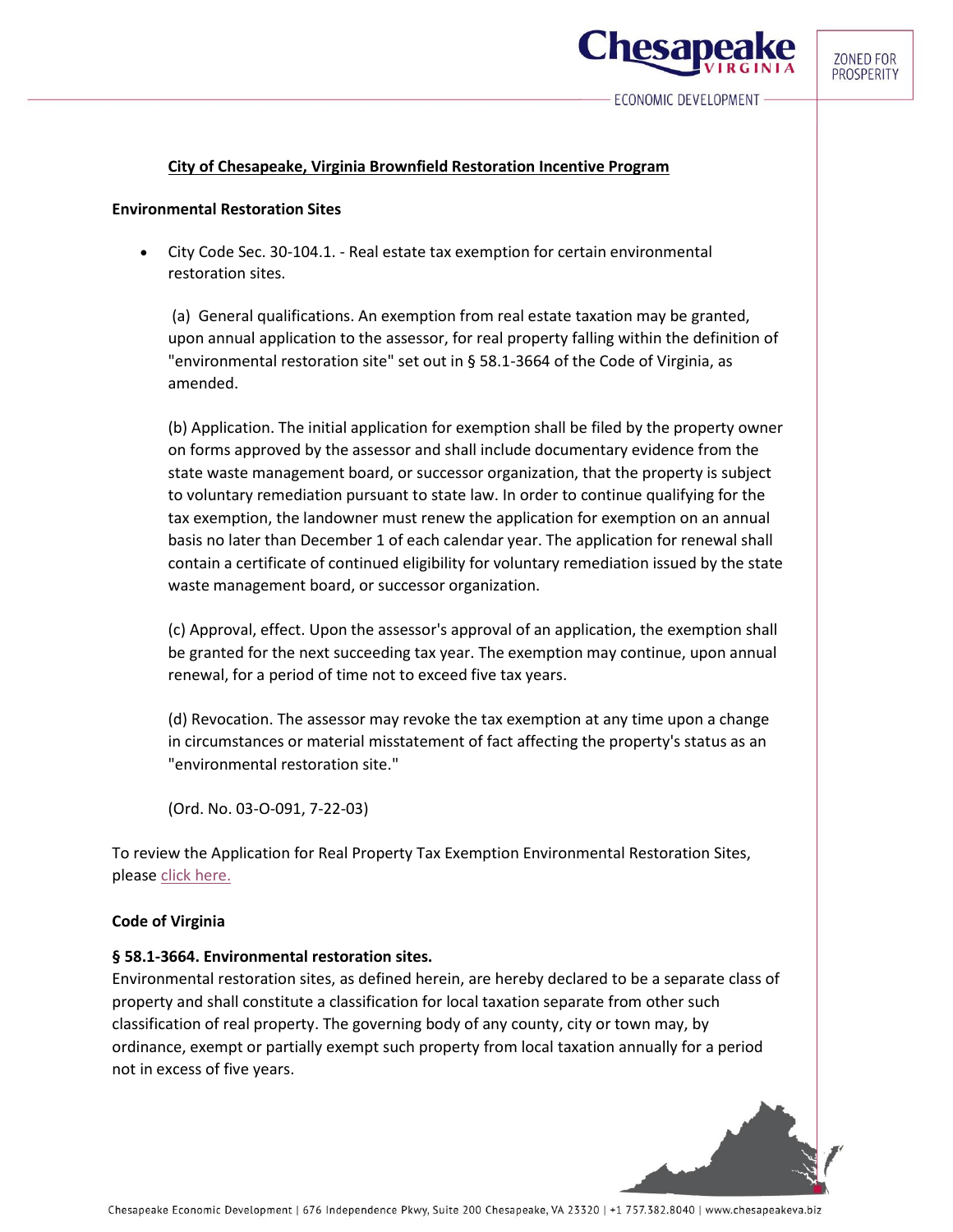# City of Chesapeake, Virginia Brownfield Restoration Incentive Program

## Environmental Restoration Sites

- City Code Sec. 30-104.1. - Real estate tax exemption for certain environmental restoration sites.

  (a) General qualifications. An exemption from real estate taxation may be granted, upon annual application to the assessor, for real property falling within the definition of "environmental restoration site" set out in § 58.1-3664 of the Code of Virginia, as amended.

  (b) Application. The initial application for exemption shall be filed by the property owner on forms approved by the assessor and shall include documentary evidence from the state waste management board, or successor organization, that the property is subject to voluntary remediation pursuant to state law. In order to continue qualifying for the tax exemption, the landowner must renew the application for exemption on an annual basis no later than December 1 of each calendar year. The application for renewal shall contain a certificate of continued eligibility for voluntary remediation issued by the state waste management board, or successor organization.

  (c) Approval, effect. Upon the assessor's approval of an application, the exemption shall be granted for the next succeeding tax year. The exemption may continue, upon annual renewal, for a period of time not to exceed five tax years.

  (d) Revocation. The assessor may revoke the tax exemption at any time upon a change in circumstances or material misstatement of fact affecting the property's status as an "environmental restoration site."

  (Ord. No. 03-O-091, 7-22-03)

To review the Application for Real Property Tax Exemption Environmental Restoration Sites, please click here.

## Code of Virginia

### § 58.1-3664. Environmental restoration sites.

Environmental restoration sites, as defined herein, are hereby declared to be a separate class of property and shall constitute a classification for local taxation separate from other such classification of real property. The governing body of any county, city or town may, by ordinance, exempt or partially exempt such property from local taxation annually for a period not in excess of five years.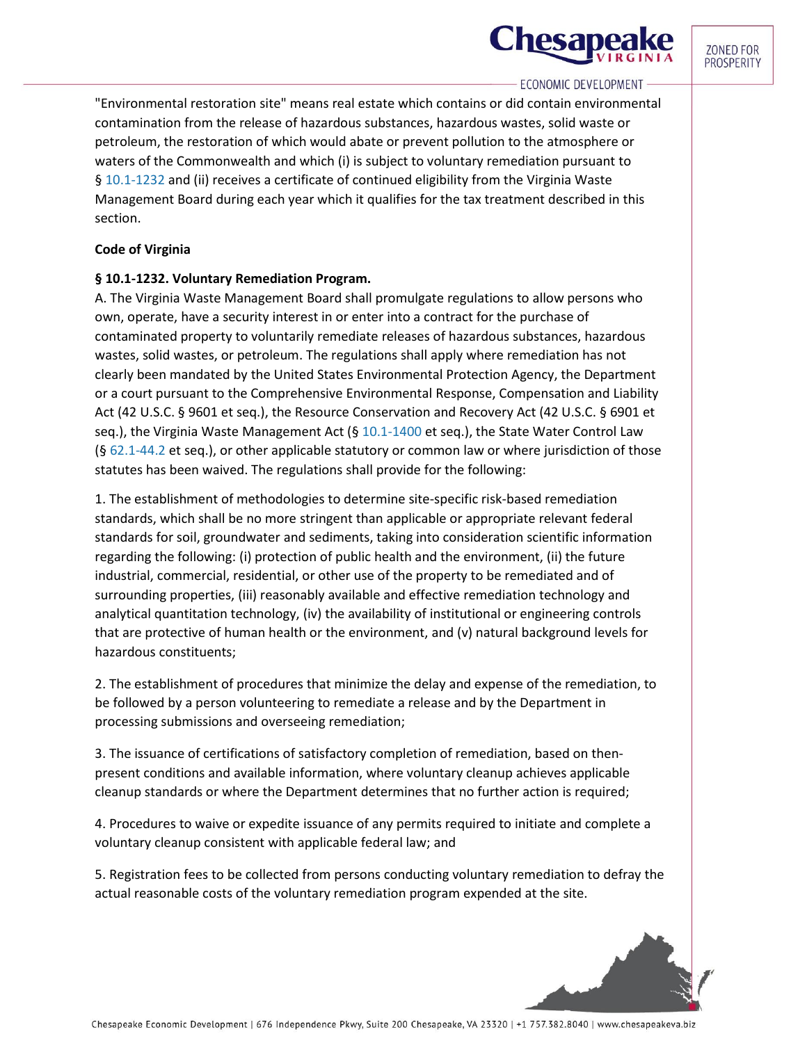"Environmental restoration site" means real estate which contains or did contain environmental contamination from the release of hazardous substances, hazardous wastes, solid waste or petroleum, the restoration of which would abate or prevent pollution to the atmosphere or waters of the Commonwealth and which (i) is subject to voluntary remediation pursuant to § 10.1-1232 and (ii) receives a certificate of continued eligibility from the Virginia Waste Management Board during each year which it qualifies for the tax treatment described in this section.

**Code of Virginia**

**§ 10.1-1232. Voluntary Remediation Program.**

A. The Virginia Waste Management Board shall promulgate regulations to allow persons who own, operate, have a security interest in or enter into a contract for the purchase of contaminated property to voluntarily remediate releases of hazardous substances, hazardous wastes, solid wastes, or petroleum. The regulations shall apply where remediation has not clearly been mandated by the United States Environmental Protection Agency, the Department or a court pursuant to the Comprehensive Environmental Response, Compensation and Liability Act (42 U.S.C. § 9601 et seq.), the Resource Conservation and Recovery Act (42 U.S.C. § 6901 et seq.), the Virginia Waste Management Act (§ 10.1-1400 et seq.), the State Water Control Law (§ 62.1-44.2 et seq.), or other applicable statutory or common law or where jurisdiction of those statutes has been waived. The regulations shall provide for the following:

1. The establishment of methodologies to determine site-specific risk-based remediation standards, which shall be no more stringent than applicable or appropriate relevant federal standards for soil, groundwater and sediments, taking into consideration scientific information regarding the following: (i) protection of public health and the environment, (ii) the future industrial, commercial, residential, or other use of the property to be remediated and of surrounding properties, (iii) reasonably available and effective remediation technology and analytical quantitation technology, (iv) the availability of institutional or engineering controls that are protective of human health or the environment, and (v) natural background levels for hazardous constituents;

2. The establishment of procedures that minimize the delay and expense of the remediation, to be followed by a person volunteering to remediate a release and by the Department in processing submissions and overseeing remediation;

3. The issuance of certifications of satisfactory completion of remediation, based on then-present conditions and available information, where voluntary cleanup achieves applicable cleanup standards or where the Department determines that no further action is required;

4. Procedures to waive or expedite issuance of any permits required to initiate and complete a voluntary cleanup consistent with applicable federal law; and

5. Registration fees to be collected from persons conducting voluntary remediation to defray the actual reasonable costs of the voluntary remediation program expended at the site.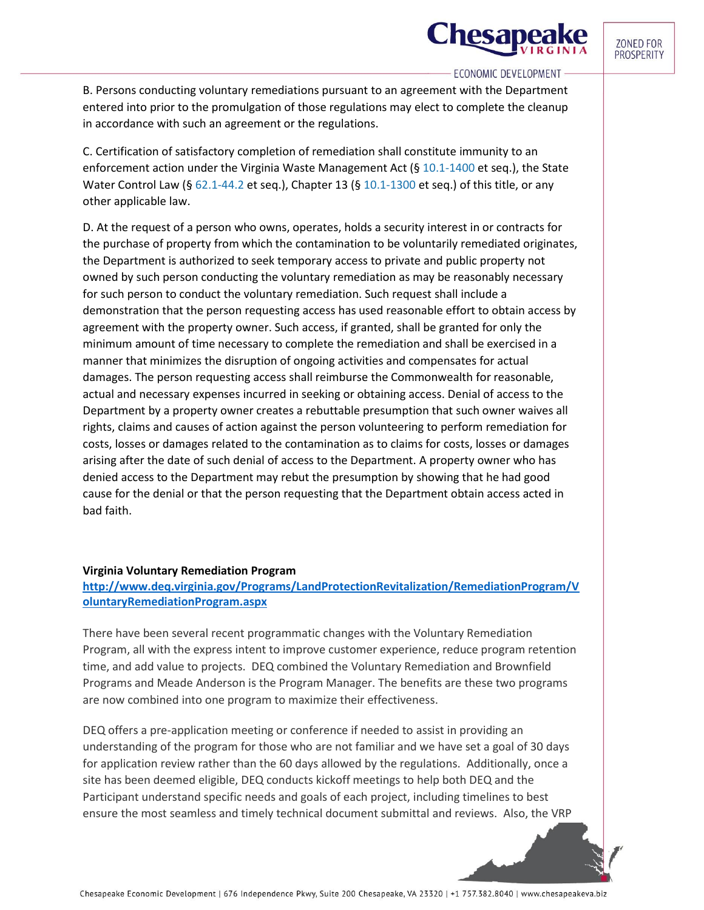B. Persons conducting voluntary remediations pursuant to an agreement with the Department entered into prior to the promulgation of those regulations may elect to complete the cleanup in accordance with such an agreement or the regulations.

C. Certification of satisfactory completion of remediation shall constitute immunity to an enforcement action under the Virginia Waste Management Act (§ 10.1-1400 et seq.), the State Water Control Law (§ 62.1-44.2 et seq.), Chapter 13 (§ 10.1-1300 et seq.) of this title, or any other applicable law.

D. At the request of a person who owns, operates, holds a security interest in or contracts for the purchase of property from which the contamination to be voluntarily remediated originates, the Department is authorized to seek temporary access to private and public property not owned by such person conducting the voluntary remediation as may be reasonably necessary for such person to conduct the voluntary remediation. Such request shall include a demonstration that the person requesting access has used reasonable effort to obtain access by agreement with the property owner. Such access, if granted, shall be granted for only the minimum amount of time necessary to complete the remediation and shall be exercised in a manner that minimizes the disruption of ongoing activities and compensates for actual damages. The person requesting access shall reimburse the Commonwealth for reasonable, actual and necessary expenses incurred in seeking or obtaining access. Denial of access to the Department by a property owner creates a rebuttable presumption that such owner waives all rights, claims and causes of action against the person volunteering to perform remediation for costs, losses or damages related to the contamination as to claims for costs, losses or damages arising after the date of such denial of access to the Department. A property owner who has denied access to the Department may rebut the presumption by showing that he had good cause for the denial or that the person requesting that the Department obtain access acted in bad faith.

**Virginia Voluntary Remediation Program**
**http://www.deq.virginia.gov/Programs/LandProtectionRevitalization/RemediationProgram/VoluntaryRemediationProgram.aspx**

There have been several recent programmatic changes with the Voluntary Remediation Program, all with the express intent to improve customer experience, reduce program retention time, and add value to projects. DEQ combined the Voluntary Remediation and Brownfield Programs and Meade Anderson is the Program Manager. The benefits are these two programs are now combined into one program to maximize their effectiveness.

DEQ offers a pre-application meeting or conference if needed to assist in providing an understanding of the program for those who are not familiar and we have set a goal of 30 days for application review rather than the 60 days allowed by the regulations. Additionally, once a site has been deemed eligible, DEQ conducts kickoff meetings to help both DEQ and the Participant understand specific needs and goals of each project, including timelines to best ensure the most seamless and timely technical document submittal and reviews. Also, the VRP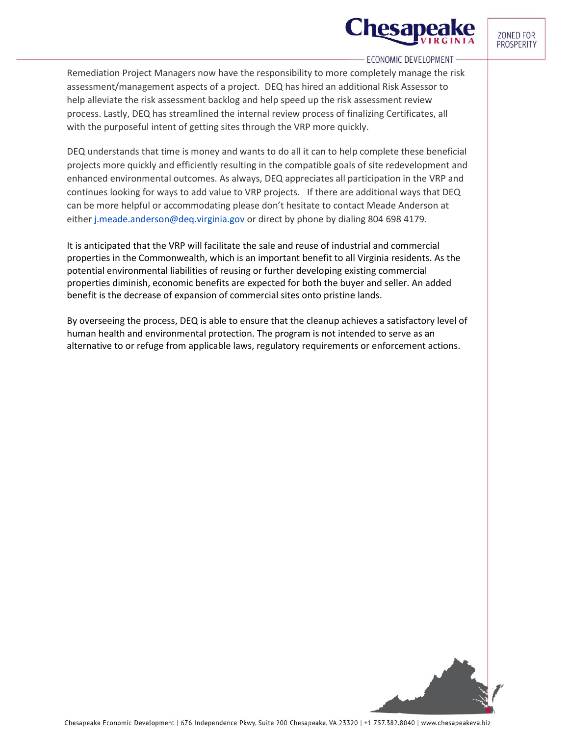Remediation Project Managers now have the responsibility to more completely manage the risk assessment/management aspects of a project. DEQ has hired an additional Risk Assessor to help alleviate the risk assessment backlog and help speed up the risk assessment review process. Lastly, DEQ has streamlined the internal review process of finalizing Certificates, all with the purposeful intent of getting sites through the VRP more quickly.

DEQ understands that time is money and wants to do all it can to help complete these beneficial projects more quickly and efficiently resulting in the compatible goals of site redevelopment and enhanced environmental outcomes. As always, DEQ appreciates all participation in the VRP and continues looking for ways to add value to VRP projects. If there are additional ways that DEQ can be more helpful or accommodating please don't hesitate to contact Meade Anderson at either j.meade.anderson@deq.virginia.gov or direct by phone by dialing 804 698 4179.

It is anticipated that the VRP will facilitate the sale and reuse of industrial and commercial properties in the Commonwealth, which is an important benefit to all Virginia residents. As the potential environmental liabilities of reusing or further developing existing commercial properties diminish, economic benefits are expected for both the buyer and seller. An added benefit is the decrease of expansion of commercial sites onto pristine lands.

By overseeing the process, DEQ is able to ensure that the cleanup achieves a satisfactory level of human health and environmental protection. The program is not intended to serve as an alternative to or refuge from applicable laws, regulatory requirements or enforcement actions.